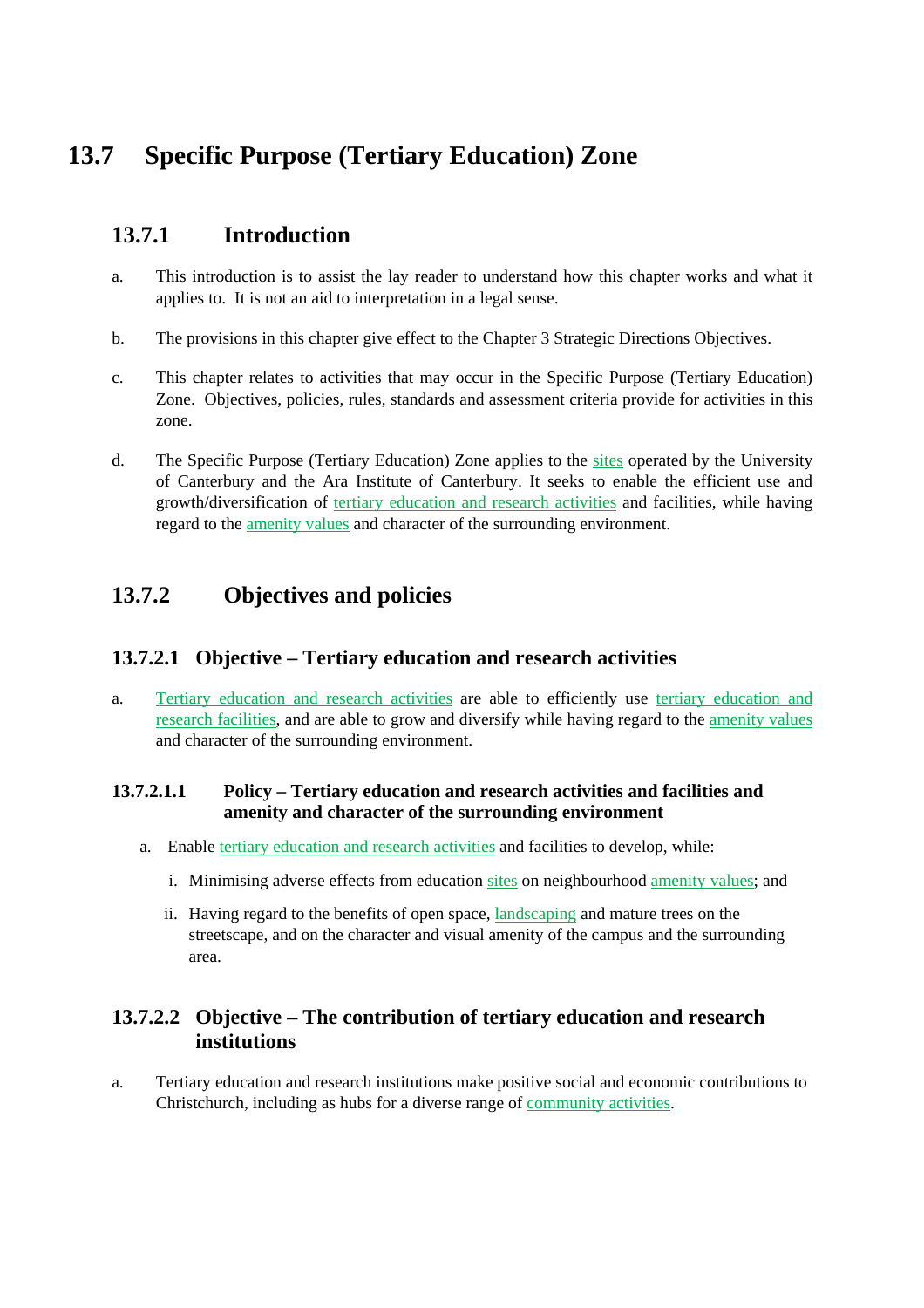# 13.7 Specific Purpose (Tertiary Education) Zone

## 13.7.1 Introduction

a. This introduction is to assist the lay reader to understand how this chapter works and what it applies to. It is not an aid to interpretation in a legal sense.

b. The provisions in this chapter give effect to the Chapter 3 Strategic Directions Objectives.

c. This chapter relates to activities that may occur in the Specific Purpose (Tertiary Education) Zone. Objectives, policies, rules, standards and assessment criteria provide for activities in this zone.

d. The Specific Purpose (Tertiary Education) Zone applies to the sites operated by the University of Canterbury and the Ara Institute of Canterbury. It seeks to enable the efficient use and growth/diversification of tertiary education and research activities and facilities, while having regard to the amenity values and character of the surrounding environment.

## 13.7.2 Objectives and policies

### 13.7.2.1 Objective – Tertiary education and research activities

a. Tertiary education and research activities are able to efficiently use tertiary education and research facilities, and are able to grow and diversify while having regard to the amenity values and character of the surrounding environment.

#### 13.7.2.1.1 Policy – Tertiary education and research activities and facilities and amenity and character of the surrounding environment

a. Enable tertiary education and research activities and facilities to develop, while:

   i. Minimising adverse effects from education sites on neighbourhood amenity values; and

   ii. Having regard to the benefits of open space, landscaping and mature trees on the streetscape, and on the character and visual amenity of the campus and the surrounding area.

### 13.7.2.2 Objective – The contribution of tertiary education and research institutions

a. Tertiary education and research institutions make positive social and economic contributions to Christchurch, including as hubs for a diverse range of community activities.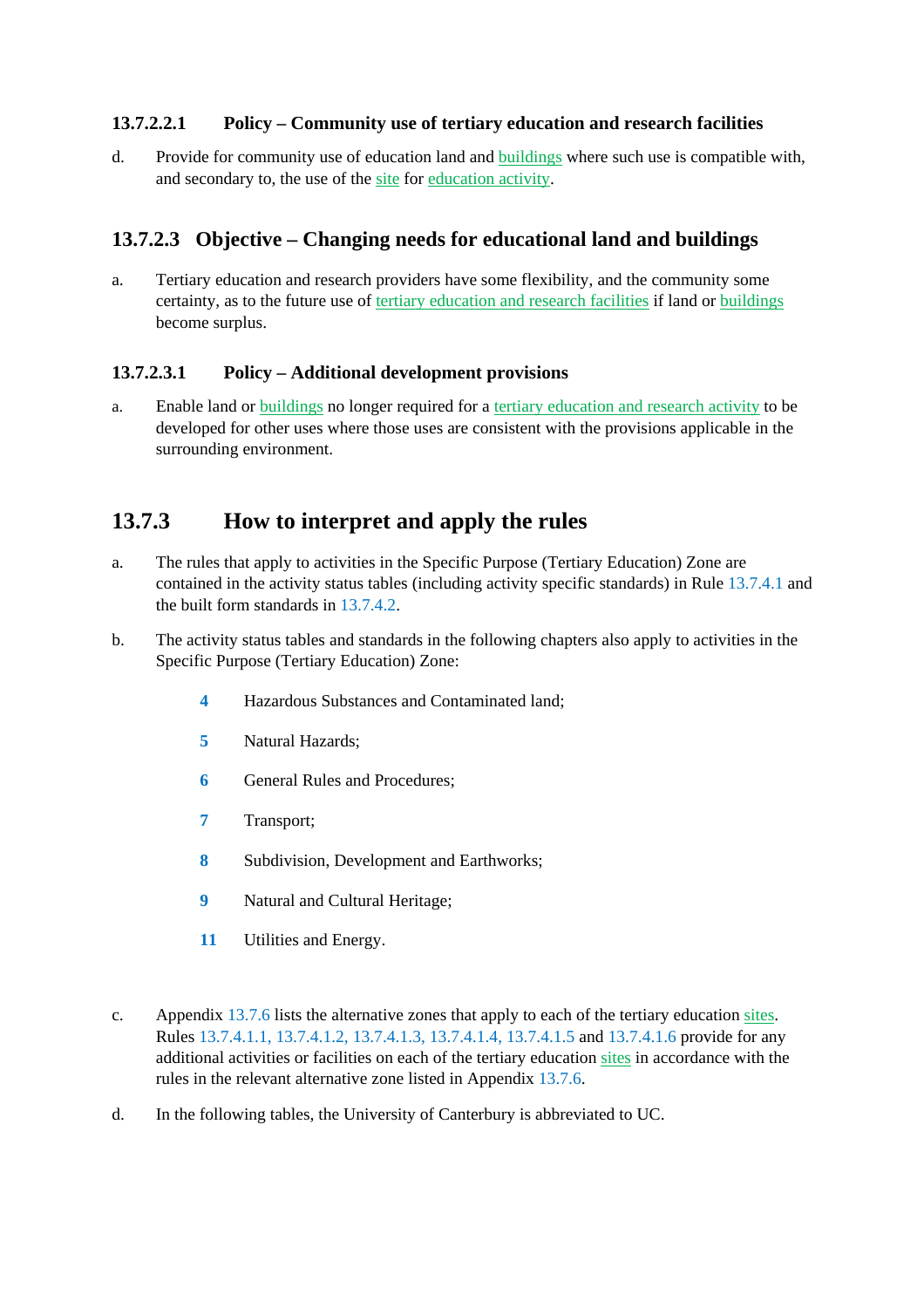#### 13.7.2.2.1 Policy – Community use of tertiary education and research facilities

d. Provide for community use of education land and buildings where such use is compatible with, and secondary to, the use of the site for education activity.

### 13.7.2.3 Objective – Changing needs for educational land and buildings

a. Tertiary education and research providers have some flexibility, and the community some certainty, as to the future use of tertiary education and research facilities if land or buildings become surplus.

#### 13.7.2.3.1 Policy – Additional development provisions

a. Enable land or buildings no longer required for a tertiary education and research activity to be developed for other uses where those uses are consistent with the provisions applicable in the surrounding environment.

## 13.7.3 How to interpret and apply the rules

a. The rules that apply to activities in the Specific Purpose (Tertiary Education) Zone are contained in the activity status tables (including activity specific standards) in Rule 13.7.4.1 and the built form standards in 13.7.4.2.

b. The activity status tables and standards in the following chapters also apply to activities in the Specific Purpose (Tertiary Education) Zone:

   - **4** Hazardous Substances and Contaminated land;
   - **5** Natural Hazards;
   - **6** General Rules and Procedures;
   - **7** Transport;
   - **8** Subdivision, Development and Earthworks;
   - **9** Natural and Cultural Heritage;
   - **11** Utilities and Energy.

c. Appendix 13.7.6 lists the alternative zones that apply to each of the tertiary education sites. Rules 13.7.4.1.1, 13.7.4.1.2, 13.7.4.1.3, 13.7.4.1.4, 13.7.4.1.5 and 13.7.4.1.6 provide for any additional activities or facilities on each of the tertiary education sites in accordance with the rules in the relevant alternative zone listed in Appendix 13.7.6.

d. In the following tables, the University of Canterbury is abbreviated to UC.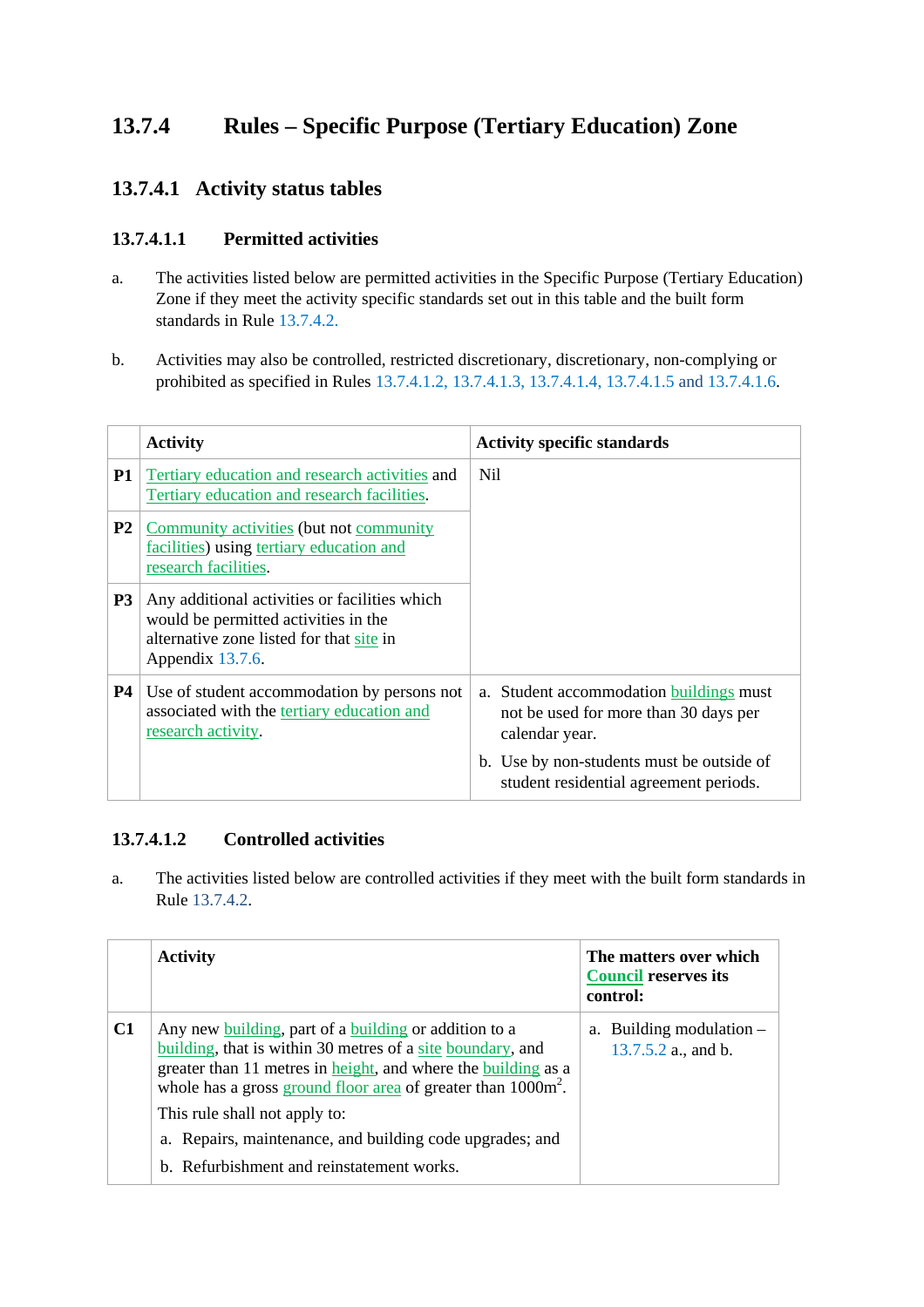# 13.7.4 Rules – Specific Purpose (Tertiary Education) Zone

## 13.7.4.1 Activity status tables

### 13.7.4.1.1 Permitted activities

a. The activities listed below are permitted activities in the Specific Purpose (Tertiary Education) Zone if they meet the activity specific standards set out in this table and the built form standards in Rule 13.7.4.2.

b. Activities may also be controlled, restricted discretionary, discretionary, non-complying or prohibited as specified in Rules 13.7.4.1.2, 13.7.4.1.3, 13.7.4.1.4, 13.7.4.1.5 and 13.7.4.1.6.

| | Activity | Activity specific standards |
|---|---|---|
| **P1** | Tertiary education and research activities and Tertiary education and research facilities. | Nil |
| **P2** | Community activities (but not community facilities) using tertiary education and research facilities. | |
| **P3** | Any additional activities or facilities which would be permitted activities in the alternative zone listed for that site in Appendix 13.7.6. | |
| **P4** | Use of student accommodation by persons not associated with the tertiary education and research activity. | a. Student accommodation buildings must not be used for more than 30 days per calendar year.<br>b. Use by non-students must be outside of student residential agreement periods. |

### 13.7.4.1.2 Controlled activities

a. The activities listed below are controlled activities if they meet with the built form standards in Rule 13.7.4.2.

| | Activity | The matters over which Council reserves its control: |
|---|---|---|
| **C1** | Any new building, part of a building or addition to a building, that is within 30 metres of a site boundary, and greater than 11 metres in height, and where the building as a whole has a gross ground floor area of greater than 1000m[2].<br>This rule shall not apply to:<br>a. Repairs, maintenance, and building code upgrades; and<br>b. Refurbishment and reinstatement works. | a. Building modulation – 13.7.5.2 a., and b. |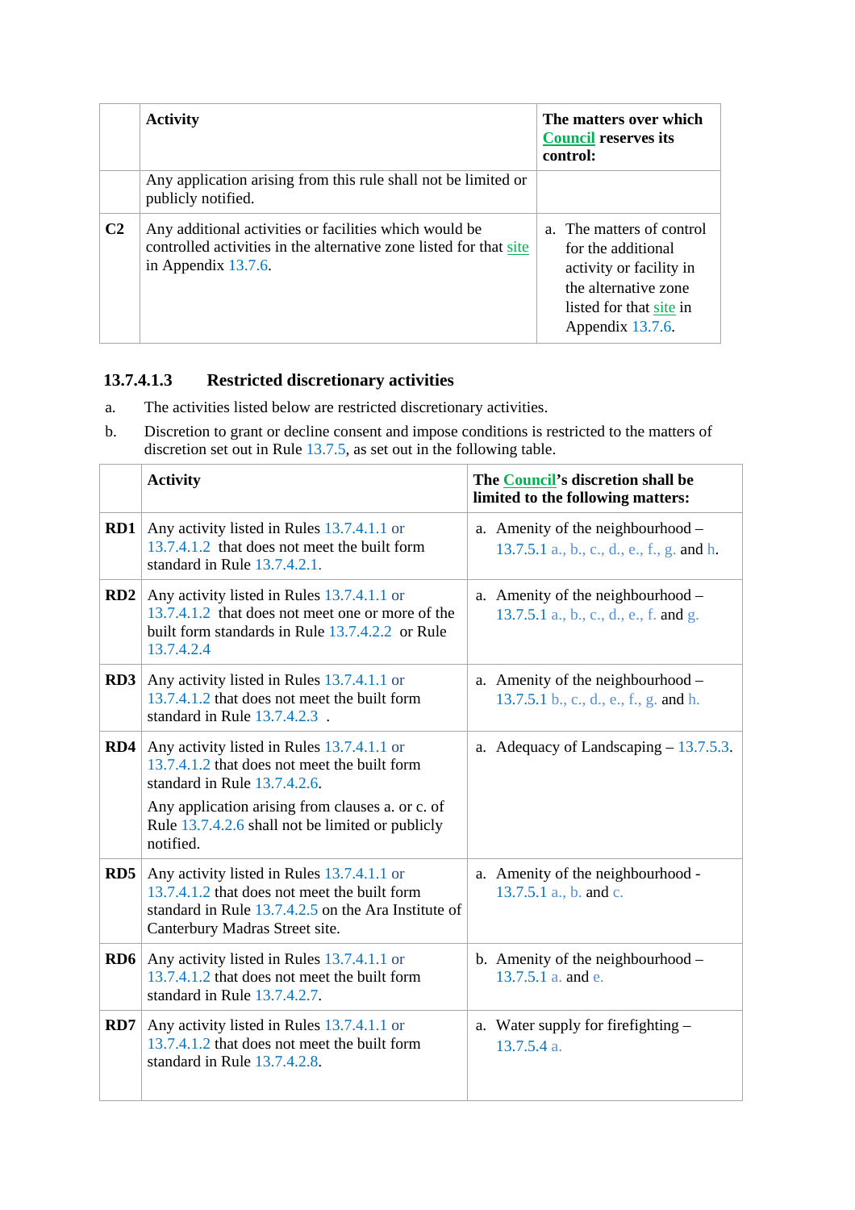| | Activity | The matters over which Council reserves its control: |
|---|---|---|
| | Any application arising from this rule shall not be limited or publicly notified. | |
| **C2** | Any additional activities or facilities which would be controlled activities in the alternative zone listed for that site in Appendix 13.7.6. | a. The matters of control for the additional activity or facility in the alternative zone listed for that site in Appendix 13.7.6. |

### 13.7.4.1.3 Restricted discretionary activities

a. The activities listed below are restricted discretionary activities.

b. Discretion to grant or decline consent and impose conditions is restricted to the matters of discretion set out in Rule 13.7.5, as set out in the following table.

| | Activity | The Council's discretion shall be limited to the following matters: |
|---|---|---|
| **RD1** | Any activity listed in Rules 13.7.4.1.1 or 13.7.4.1.2 that does not meet the built form standard in Rule 13.7.4.2.1. | a. Amenity of the neighbourhood – 13.7.5.1 a., b., c., d., e., f., g. and h. |
| **RD2** | Any activity listed in Rules 13.7.4.1.1 or 13.7.4.1.2 that does not meet one or more of the built form standards in Rule 13.7.4.2.2 or Rule 13.7.4.2.4 | a. Amenity of the neighbourhood – 13.7.5.1 a., b., c., d., e., f. and g. |
| **RD3** | Any activity listed in Rules 13.7.4.1.1 or 13.7.4.1.2 that does not meet the built form standard in Rule 13.7.4.2.3 . | a. Amenity of the neighbourhood – 13.7.5.1 b., c., d., e., f., g. and h. |
| **RD4** | Any activity listed in Rules 13.7.4.1.1 or 13.7.4.1.2 that does not meet the built form standard in Rule 13.7.4.2.6.<br><br>Any application arising from clauses a. or c. of Rule 13.7.4.2.6 shall not be limited or publicly notified. | a. Adequacy of Landscaping – 13.7.5.3. |
| **RD5** | Any activity listed in Rules 13.7.4.1.1 or 13.7.4.1.2 that does not meet the built form standard in Rule 13.7.4.2.5 on the Ara Institute of Canterbury Madras Street site. | a. Amenity of the neighbourhood - 13.7.5.1 a., b. and c. |
| **RD6** | Any activity listed in Rules 13.7.4.1.1 or 13.7.4.1.2 that does not meet the built form standard in Rule 13.7.4.2.7. | b. Amenity of the neighbourhood – 13.7.5.1 a. and e. |
| **RD7** | Any activity listed in Rules 13.7.4.1.1 or 13.7.4.1.2 that does not meet the built form standard in Rule 13.7.4.2.8. | a. Water supply for firefighting – 13.7.5.4 a. |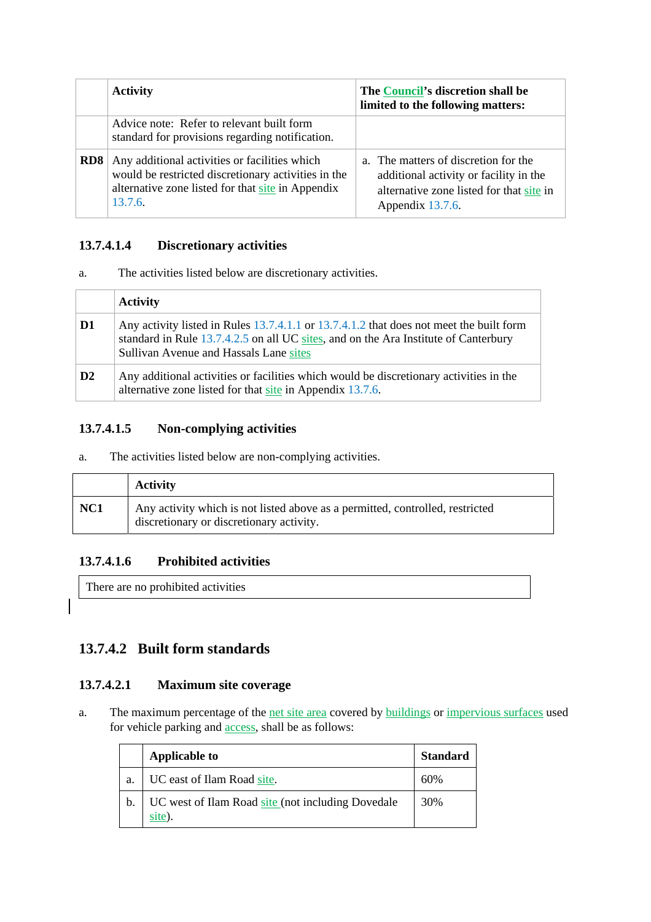| | Activity | The Council's discretion shall be limited to the following matters: |
|---|---|---|
| | Advice note: Refer to relevant built form standard for provisions regarding notification. | |
| **RD8** | Any additional activities or facilities which would be restricted discretionary activities in the alternative zone listed for that site in Appendix 13.7.6. | a. The matters of discretion for the additional activity or facility in the alternative zone listed for that site in Appendix 13.7.6. |

### 13.7.4.1.4 Discretionary activities

a. The activities listed below are discretionary activities.

| | Activity |
|---|---|
| **D1** | Any activity listed in Rules 13.7.4.1.1 or 13.7.4.1.2 that does not meet the built form standard in Rule 13.7.4.2.5 on all UC sites, and on the Ara Institute of Canterbury Sullivan Avenue and Hassals Lane sites |
| **D2** | Any additional activities or facilities which would be discretionary activities in the alternative zone listed for that site in Appendix 13.7.6. |

### 13.7.4.1.5 Non-complying activities

a. The activities listed below are non-complying activities.

| | Activity |
|---|---|
| **NC1** | Any activity which is not listed above as a permitted, controlled, restricted discretionary or discretionary activity. |

### 13.7.4.1.6 Prohibited activities

| There are no prohibited activities |
|---|

## 13.7.4.2 Built form standards

### 13.7.4.2.1 Maximum site coverage

a. The maximum percentage of the net site area covered by buildings or impervious surfaces used for vehicle parking and access, shall be as follows:

| | Applicable to | Standard |
|---|---|---|
| a. | UC east of Ilam Road site. | 60% |
| b. | UC west of Ilam Road site (not including Dovedale site). | 30% |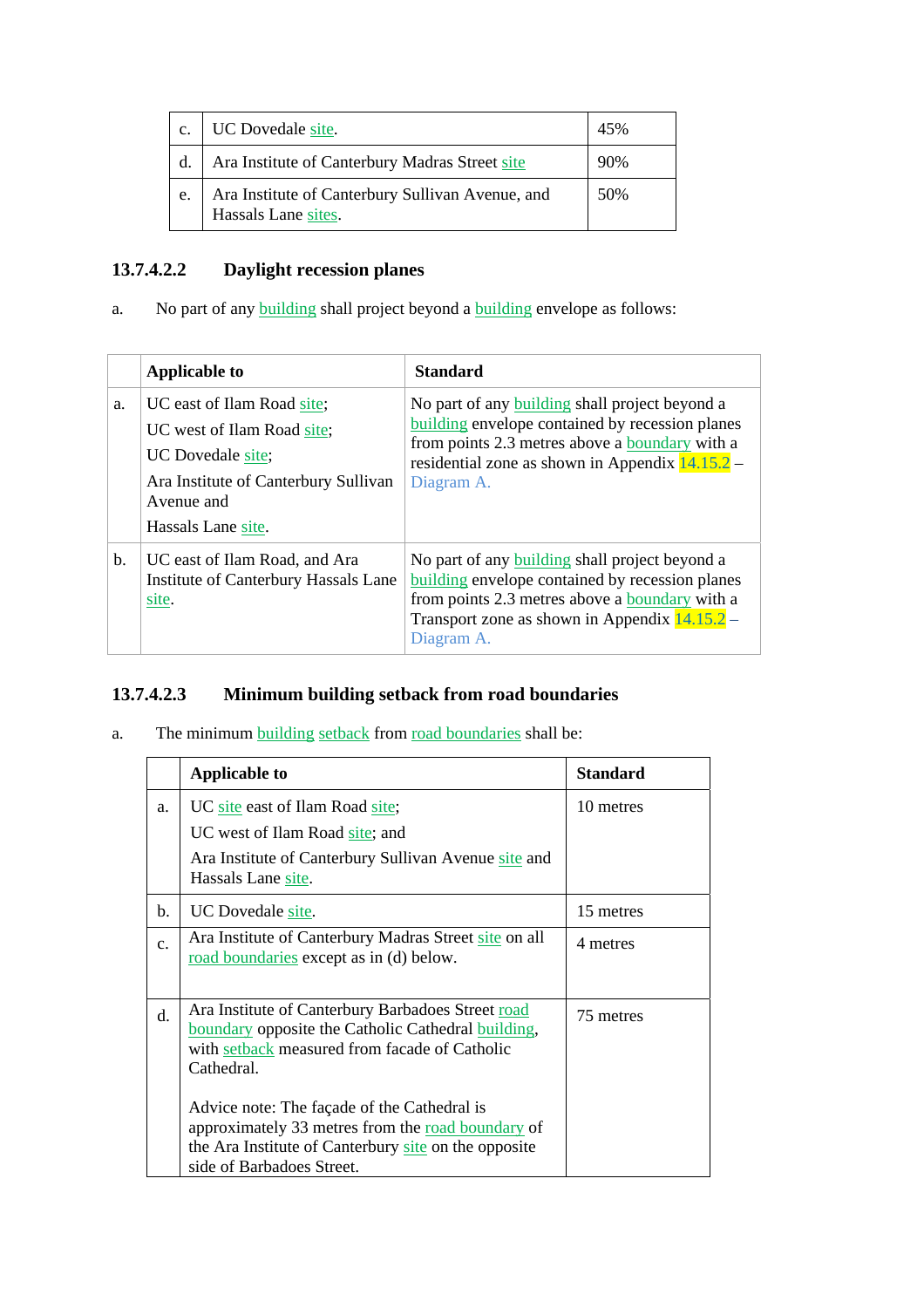| c. | UC Dovedale site. | 45% |
|---|---|---|
| d. | Ara Institute of Canterbury Madras Street site | 90% |
| e. | Ara Institute of Canterbury Sullivan Avenue, and Hassals Lane sites. | 50% |

### 13.7.4.2.2 Daylight recession planes

a. No part of any building shall project beyond a building envelope as follows:

| | Applicable to | Standard |
|---|---|---|
| a. | UC east of Ilam Road site;<br>UC west of Ilam Road site;<br>UC Dovedale site;<br>Ara Institute of Canterbury Sullivan Avenue and<br>Hassals Lane site. | No part of any building shall project beyond a building envelope contained by recession planes from points 2.3 metres above a boundary with a residential zone as shown in Appendix 14.15.2 – Diagram A. |
| b. | UC east of Ilam Road, and Ara Institute of Canterbury Hassals Lane site. | No part of any building shall project beyond a building envelope contained by recession planes from points 2.3 metres above a boundary with a Transport zone as shown in Appendix 14.15.2 – Diagram A. |

### 13.7.4.2.3 Minimum building setback from road boundaries

a. The minimum building setback from road boundaries shall be:

| | Applicable to | Standard |
|---|---|---|
| a. | UC site east of Ilam Road site;<br>UC west of Ilam Road site; and<br>Ara Institute of Canterbury Sullivan Avenue site and Hassals Lane site. | 10 metres |
| b. | UC Dovedale site. | 15 metres |
| c. | Ara Institute of Canterbury Madras Street site on all road boundaries except as in (d) below. | 4 metres |
| d. | Ara Institute of Canterbury Barbadoes Street road boundary opposite the Catholic Cathedral building, with setback measured from facade of Catholic Cathedral.<br><br>Advice note: The façade of the Cathedral is approximately 33 metres from the road boundary of the Ara Institute of Canterbury site on the opposite side of Barbadoes Street. | 75 metres |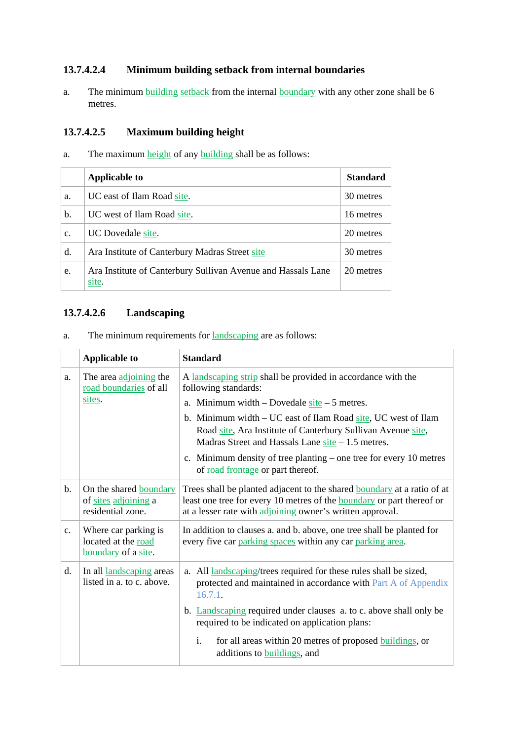### 13.7.4.2.4 Minimum building setback from internal boundaries

a. The minimum building setback from the internal boundary with any other zone shall be 6 metres.

### 13.7.4.2.5 Maximum building height

a. The maximum height of any building shall be as follows:

| | Applicable to | Standard |
|---|---|---|
| a. | UC east of Ilam Road site. | 30 metres |
| b. | UC west of Ilam Road site. | 16 metres |
| c. | UC Dovedale site. | 20 metres |
| d. | Ara Institute of Canterbury Madras Street site | 30 metres |
| e. | Ara Institute of Canterbury Sullivan Avenue and Hassals Lane site. | 20 metres |

### 13.7.4.2.6 Landscaping

a. The minimum requirements for landscaping are as follows:

| | Applicable to | Standard |
|---|---|---|
| a. | The area adjoining the road boundaries of all sites. | A landscaping strip shall be provided in accordance with the following standards:<br>a. Minimum width – Dovedale site – 5 metres.<br>b. Minimum width – UC east of Ilam Road site, UC west of Ilam Road site, Ara Institute of Canterbury Sullivan Avenue site, Madras Street and Hassals Lane site – 1.5 metres.<br>c. Minimum density of tree planting – one tree for every 10 metres of road frontage or part thereof. |
| b. | On the shared boundary of sites adjoining a residential zone. | Trees shall be planted adjacent to the shared boundary at a ratio of at least one tree for every 10 metres of the boundary or part thereof or at a lesser rate with adjoining owner's written approval. |
| c. | Where car parking is located at the road boundary of a site. | In addition to clauses a. and b. above, one tree shall be planted for every five car parking spaces within any car parking area. |
| d. | In all landscaping areas listed in a. to c. above. | a. All landscaping/trees required for these rules shall be sized, protected and maintained in accordance with Part A of Appendix 16.7.1.<br>b. Landscaping required under clauses a. to c. above shall only be required to be indicated on application plans:<br>i. for all areas within 20 metres of proposed buildings, or additions to buildings, and |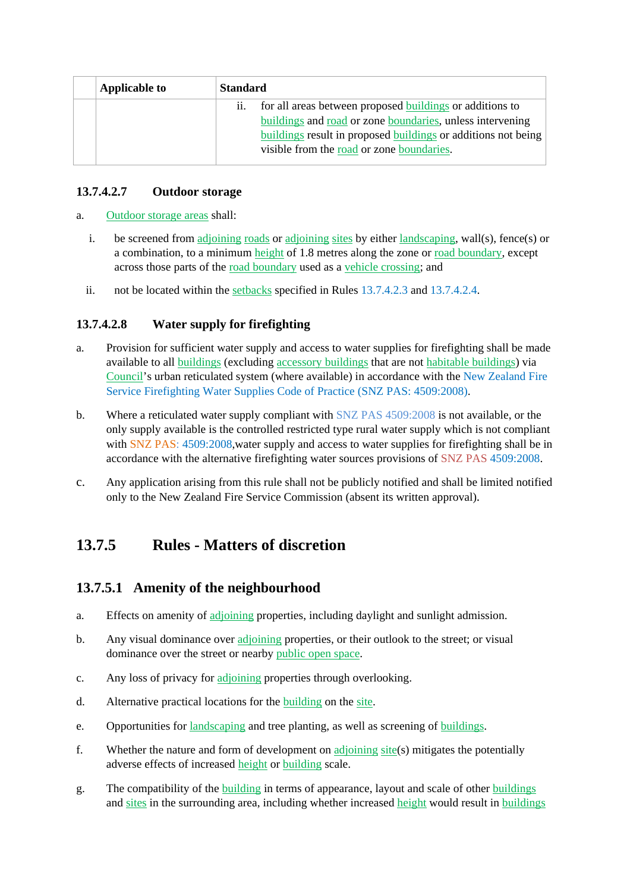| | Applicable to | Standard |
|---|---|---|
| | | ii. for all areas between proposed buildings or additions to buildings and road or zone boundaries, unless intervening buildings result in proposed buildings or additions not being visible from the road or zone boundaries. |

### 13.7.4.2.7 Outdoor storage

a. Outdoor storage areas shall:

   i. be screened from adjoining roads or adjoining sites by either landscaping, wall(s), fence(s) or a combination, to a minimum height of 1.8 metres along the zone or road boundary, except across those parts of the road boundary used as a vehicle crossing; and

   ii. not be located within the setbacks specified in Rules 13.7.4.2.3 and 13.7.4.2.4.

### 13.7.4.2.8 Water supply for firefighting

a. Provision for sufficient water supply and access to water supplies for firefighting shall be made available to all buildings (excluding accessory buildings that are not habitable buildings) via Council's urban reticulated system (where available) in accordance with the New Zealand Fire Service Firefighting Water Supplies Code of Practice (SNZ PAS: 4509:2008).

b. Where a reticulated water supply compliant with SNZ PAS 4509:2008 is not available, or the only supply available is the controlled restricted type rural water supply which is not compliant with SNZ PAS: 4509:2008,water supply and access to water supplies for firefighting shall be in accordance with the alternative firefighting water sources provisions of SNZ PAS 4509:2008.

c. Any application arising from this rule shall not be publicly notified and shall be limited notified only to the New Zealand Fire Service Commission (absent its written approval).

## 13.7.5 Rules - Matters of discretion

### 13.7.5.1 Amenity of the neighbourhood

a. Effects on amenity of adjoining properties, including daylight and sunlight admission.

b. Any visual dominance over adjoining properties, or their outlook to the street; or visual dominance over the street or nearby public open space.

c. Any loss of privacy for adjoining properties through overlooking.

d. Alternative practical locations for the building on the site.

e. Opportunities for landscaping and tree planting, as well as screening of buildings.

f. Whether the nature and form of development on adjoining site(s) mitigates the potentially adverse effects of increased height or building scale.

g. The compatibility of the building in terms of appearance, layout and scale of other buildings and sites in the surrounding area, including whether increased height would result in buildings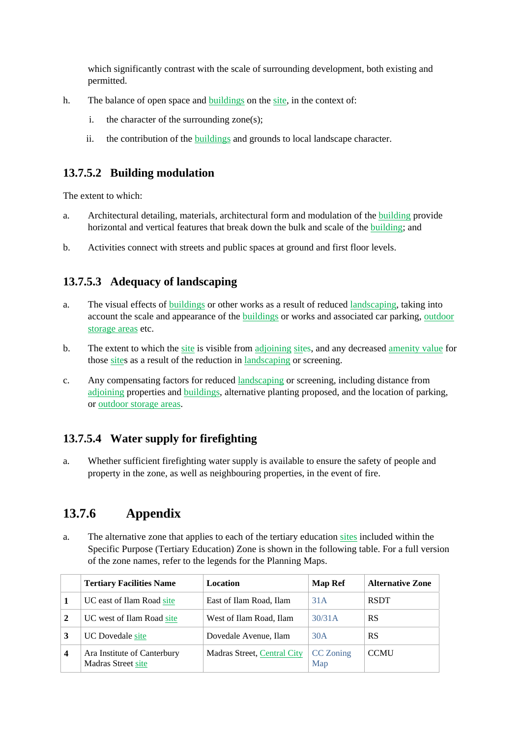which significantly contrast with the scale of surrounding development, both existing and permitted.

h. The balance of open space and buildings on the site, in the context of:

   i. the character of the surrounding zone(s);

   ii. the contribution of the buildings and grounds to local landscape character.

### 13.7.5.2 Building modulation

The extent to which:

a. Architectural detailing, materials, architectural form and modulation of the building provide horizontal and vertical features that break down the bulk and scale of the building; and

b. Activities connect with streets and public spaces at ground and first floor levels.

### 13.7.5.3 Adequacy of landscaping

a. The visual effects of buildings or other works as a result of reduced landscaping, taking into account the scale and appearance of the buildings or works and associated car parking, outdoor storage areas etc.

b. The extent to which the site is visible from adjoining sites, and any decreased amenity value for those sites as a result of the reduction in landscaping or screening.

c. Any compensating factors for reduced landscaping or screening, including distance from adjoining properties and buildings, alternative planting proposed, and the location of parking, or outdoor storage areas.

### 13.7.5.4 Water supply for firefighting

a. Whether sufficient firefighting water supply is available to ensure the safety of people and property in the zone, as well as neighbouring properties, in the event of fire.

## 13.7.6 Appendix

a. The alternative zone that applies to each of the tertiary education sites included within the Specific Purpose (Tertiary Education) Zone is shown in the following table. For a full version of the zone names, refer to the legends for the Planning Maps.

| | Tertiary Facilities Name | Location | Map Ref | Alternative Zone |
|---|---|---|---|---|
| **1** | UC east of Ilam Road site | East of Ilam Road, Ilam | 31A | RSDT |
| **2** | UC west of Ilam Road site | West of Ilam Road, Ilam | 30/31A | RS |
| **3** | UC Dovedale site | Dovedale Avenue, Ilam | 30A | RS |
| **4** | Ara Institute of Canterbury Madras Street site | Madras Street, Central City | CC Zoning Map | CCMU |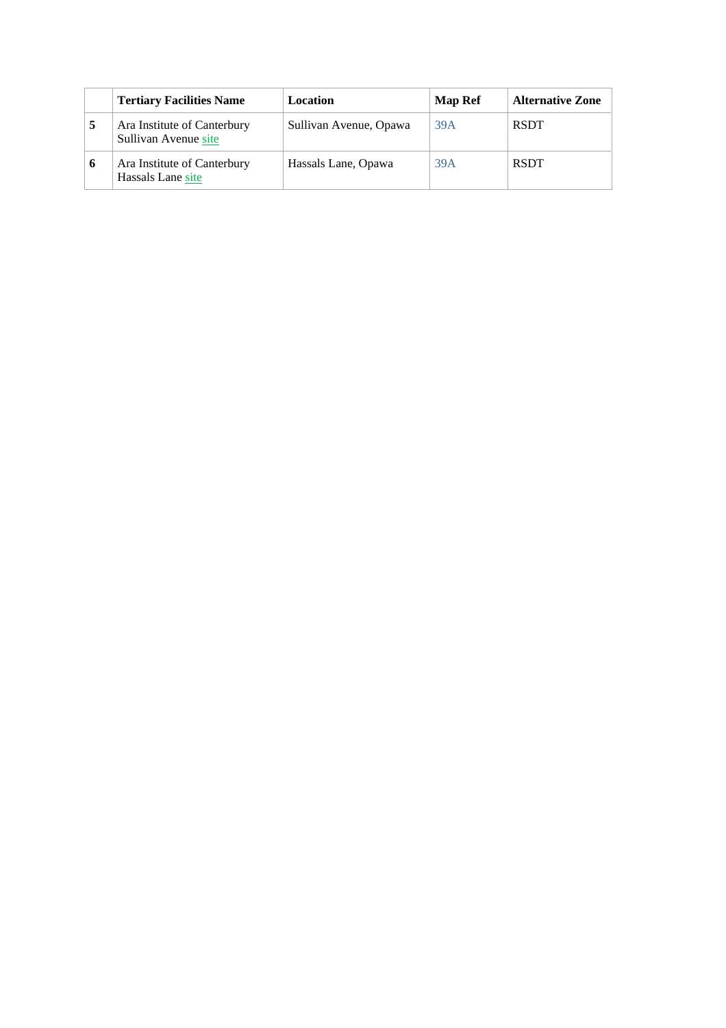| | Tertiary Facilities Name | Location | Map Ref | Alternative Zone |
|---|---|---|---|---|
| **5** | Ara Institute of Canterbury Sullivan Avenue site | Sullivan Avenue, Opawa | 39A | RSDT |
| **6** | Ara Institute of Canterbury Hassals Lane site | Hassals Lane, Opawa | 39A | RSDT |